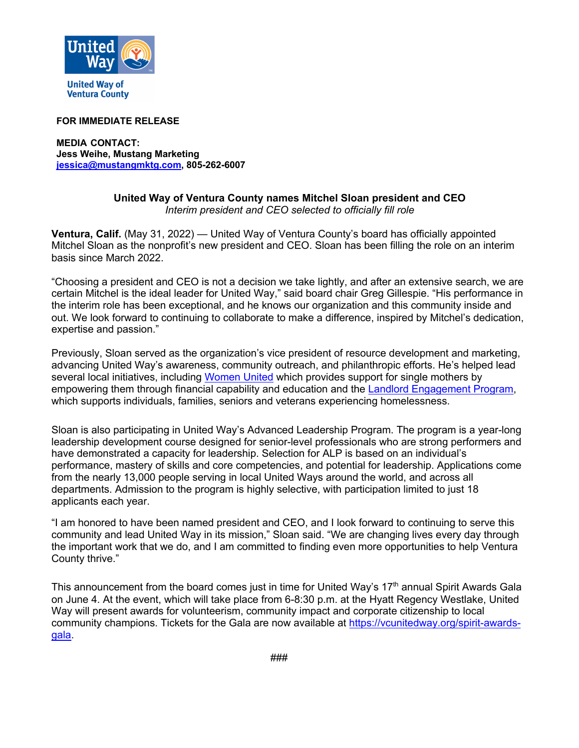United Way of Ventura County

**FOR IMMEDIATE RELEASE**

**MEDIA CONTACT:**
**Jess Weihe, Mustang Marketing**
**[jessica@mustangmktg.com](mailto:jessica@mustangmktg.com), 805-262-6007**

## United Way of Ventura County names Mitchel Sloan president and CEO

*Interim president and CEO selected to officially fill role*

**Ventura, Calif.** (May 31, 2022) — United Way of Ventura County's board has officially appointed Mitchel Sloan as the nonprofit's new president and CEO. Sloan has been filling the role on an interim basis since March 2022.

"Choosing a president and CEO is not a decision we take lightly, and after an extensive search, we are certain Mitchel is the ideal leader for United Way," said board chair Greg Gillespie. "His performance in the interim role has been exceptional, and he knows our organization and this community inside and out. We look forward to continuing to collaborate to make a difference, inspired by Mitchel's dedication, expertise and passion."

Previously, Sloan served as the organization's vice president of resource development and marketing, advancing United Way's awareness, community outreach, and philanthropic efforts. He's helped lead several local initiatives, including Women United which provides support for single mothers by empowering them through financial capability and education and the Landlord Engagement Program, which supports individuals, families, seniors and veterans experiencing homelessness.

Sloan is also participating in United Way's Advanced Leadership Program. The program is a year-long leadership development course designed for senior-level professionals who are strong performers and have demonstrated a capacity for leadership. Selection for ALP is based on an individual's performance, mastery of skills and core competencies, and potential for leadership. Applications come from the nearly 13,000 people serving in local United Ways around the world, and across all departments. Admission to the program is highly selective, with participation limited to just 18 applicants each year.

"I am honored to have been named president and CEO, and I look forward to continuing to serve this community and lead United Way in its mission," Sloan said. "We are changing lives every day through the important work that we do, and I am committed to finding even more opportunities to help Ventura County thrive."

This announcement from the board comes just in time for United Way's 17th annual Spirit Awards Gala on June 4. At the event, which will take place from 6-8:30 p.m. at the Hyatt Regency Westlake, United Way will present awards for volunteerism, community impact and corporate citizenship to local community champions. Tickets for the Gala are now available at https://vcunitedway.org/spirit-awards-gala.

###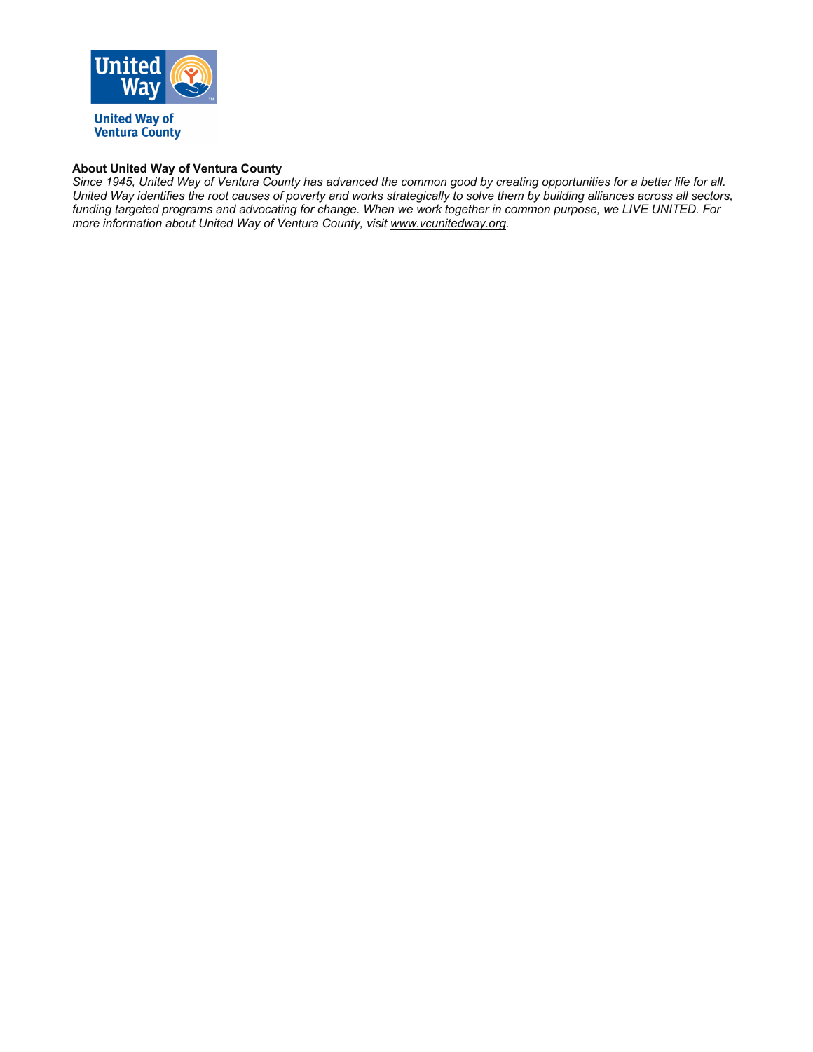**About United Way of Ventura County**

*Since 1945, United Way of Ventura County has advanced the common good by creating opportunities for a better life for all. United Way identifies the root causes of poverty and works strategically to solve them by building alliances across all sectors, funding targeted programs and advocating for change. When we work together in common purpose, we LIVE UNITED. For more information about United Way of Ventura County, visit www.vcunitedway.org.*